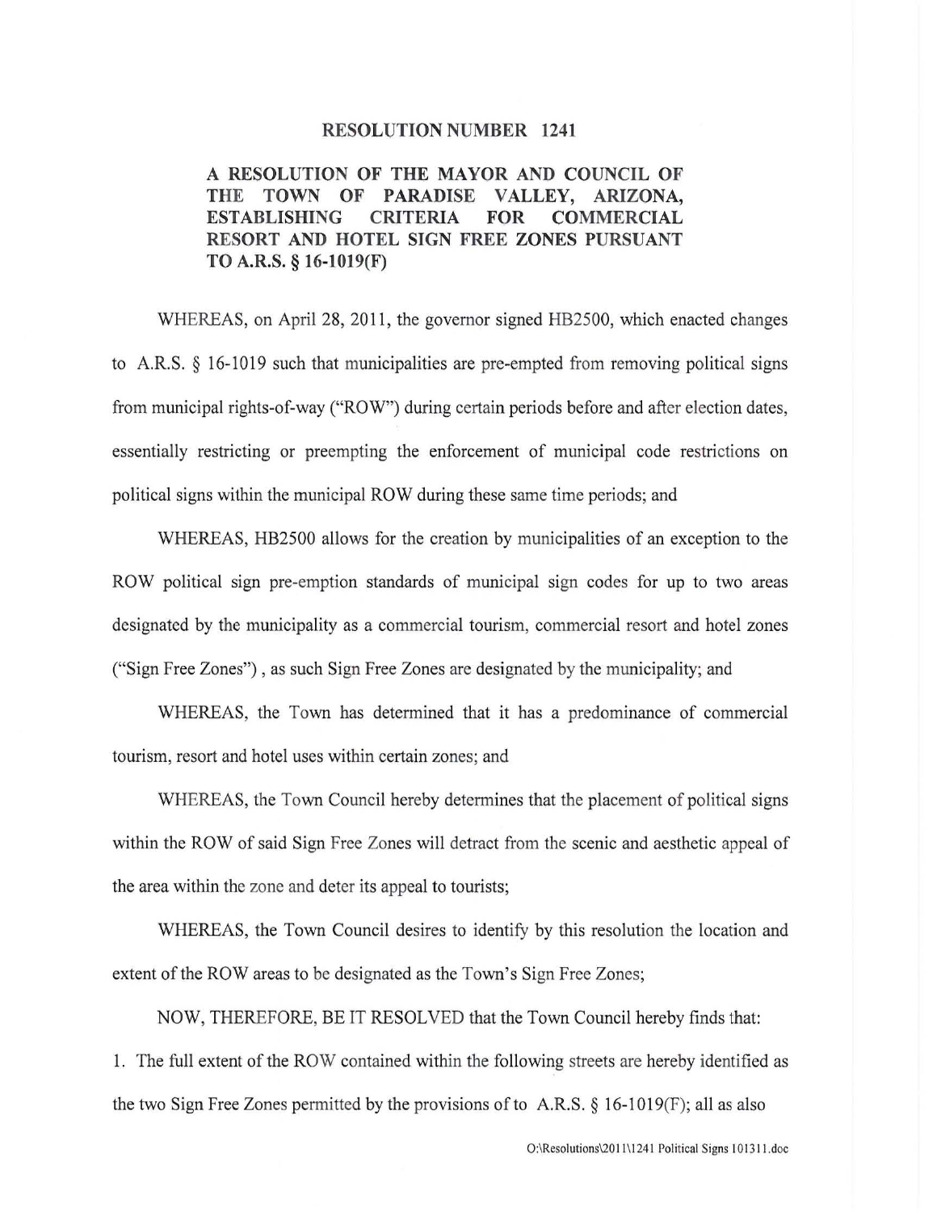# RESOLUTION NUMBER 1241

## A RESOLUTION OF THE MAYOR AND COUNCIL OF THE TOWN OF PARADISE VALLEY, ARIZONA, ESTABLISHING CRITERIA FOR COMMERCIAL RESORT AND HOTEL SIGN FREE ZONES PURSUANT TO A.R.S. § 16-1019(F)

WHEREAS, on April 28, 2011, the governor signed HB2500, which enacted changes to A.R.S. § 16-1019 such that municipalities are pre-empted from removing political signs from municipal rights-of-way ("ROW") during certain periods before and after election dates, essentially restricting or preempting the enforcement of municipal code restrictions on political signs within the municipal ROW during these same time periods; and

WHEREAS, HB2500 allows for the creation by municipalities of an exception to the ROW political sign pre-emption standards of municipal sign codes for up to two areas designated by the municipality as a commercial tourism, commercial resort and hotel zones ("Sign Free Zones") , as such Sign Free Zones are designated by the municipality; and

WHEREAS, the Town has determined that it has a predominance of commercial tourism, resort and hotel uses within certain zones; and

WHEREAS, the Town Council hereby determines that the placement of political signs within the ROW of said Sign Free Zones will detract from the scenic and aesthetic appeal of the area within the zone and deter its appeal to tourists;

WHEREAS, the Town Council desires to identify by this resolution the location and extent of the ROW areas to be designated as the Town's Sign Free Zones;

NOW, THEREFORE, BE IT RESOLVED that the Town Council hereby finds that:

1. The full extent of the ROW contained within the following streets are hereby identified as the two Sign Free Zones permitted by the provisions of to A.R.S. § 16-1019(F); all as also

O:\Resolutions\2011\1241 Political Signs 101311.doc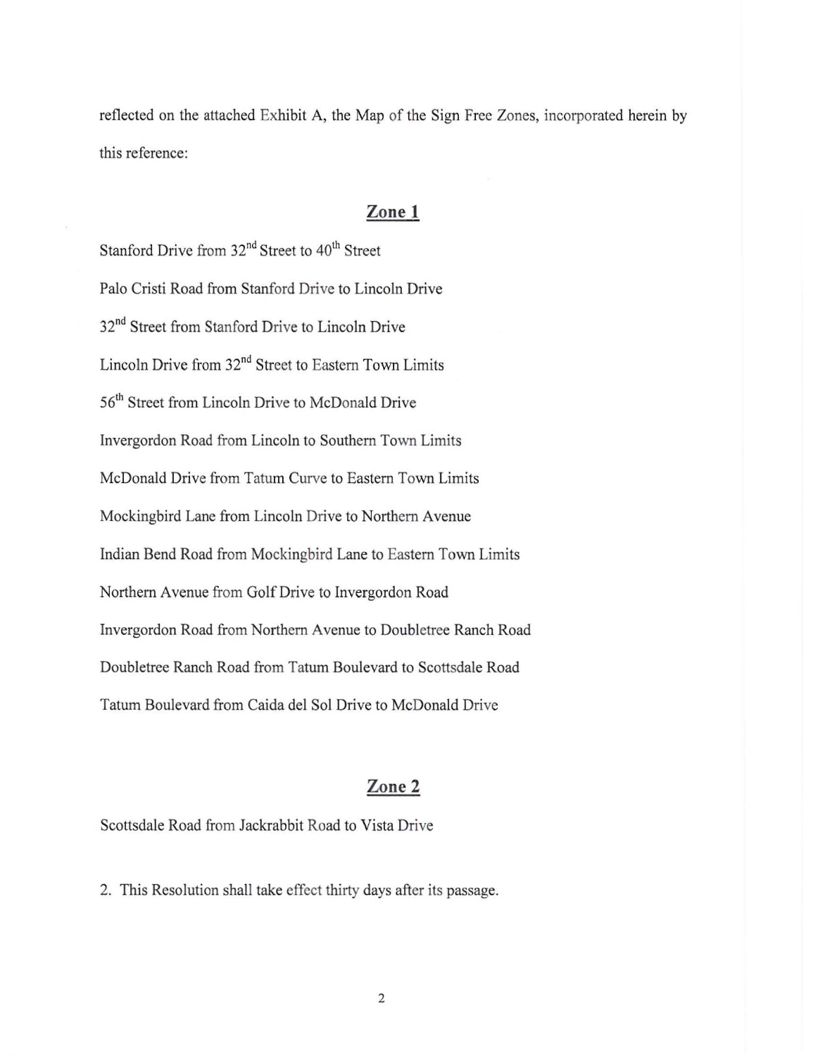reflected on the attached Exhibit A, the Map of the Sign Free Zones, incorporated herein by this reference:

## Zone 1

Stanford Drive from 32nd Street to 40th Street

Palo Cristi Road from Stanford Drive to Lincoln Drive

32nd Street from Stanford Drive to Lincoln Drive

Lincoln Drive from 32nd Street to Eastern Town Limits

56th Street from Lincoln Drive to McDonald Drive

Invergordon Road from Lincoln to Southern Town Limits

McDonald Drive from Tatum Curve to Eastern Town Limits

Mockingbird Lane from Lincoln Drive to Northern Avenue

Indian Bend Road from Mockingbird Lane to Eastern Town Limits

Northern Avenue from Golf Drive to Invergordon Road

Invergordon Road from Northern Avenue to Doubletree Ranch Road

Doubletree Ranch Road from Tatum Boulevard to Scottsdale Road

Tatum Boulevard from Caida del Sol Drive to McDonald Drive

## Zone 2

Scottsdale Road from Jackrabbit Road to Vista Drive

2. This Resolution shall take effect thirty days after its passage.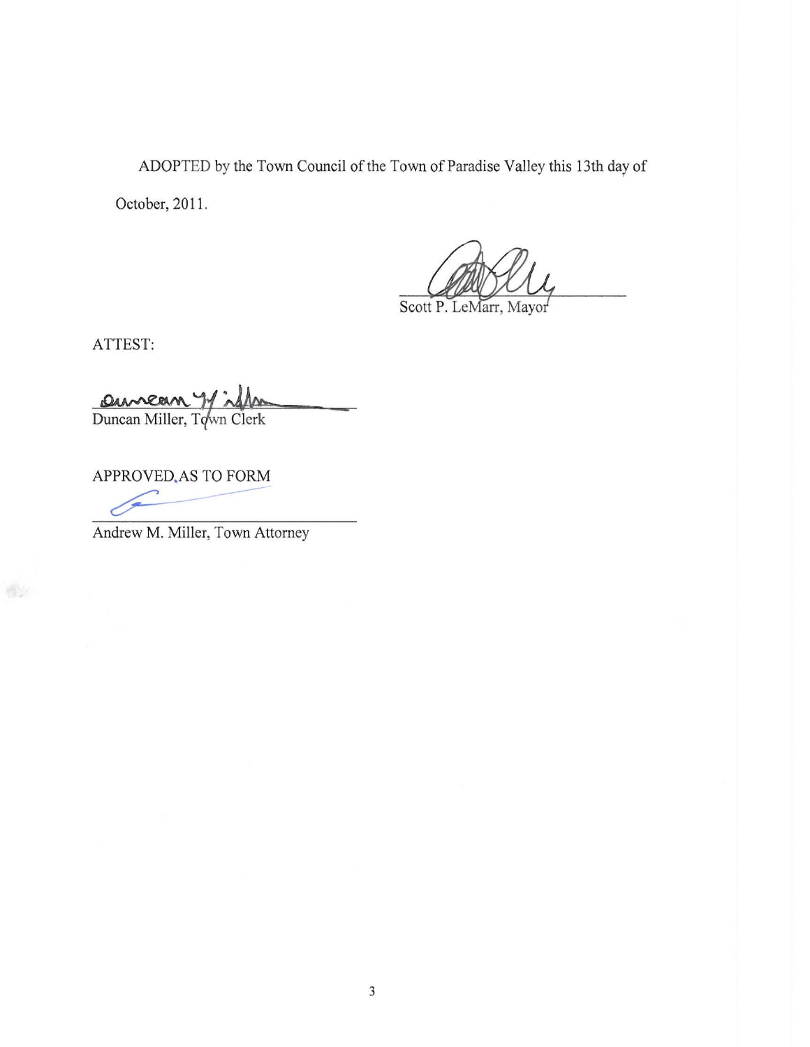ADOPTED by the Town Council of the Town of Paradise Valley this 13th day of October, 2011.

Scott P. LeMarr, Mayor

ATTEST:

Duncan Miller, Town Clerk

APPROVED AS TO FORM

Andrew M. Miller, Town Attorney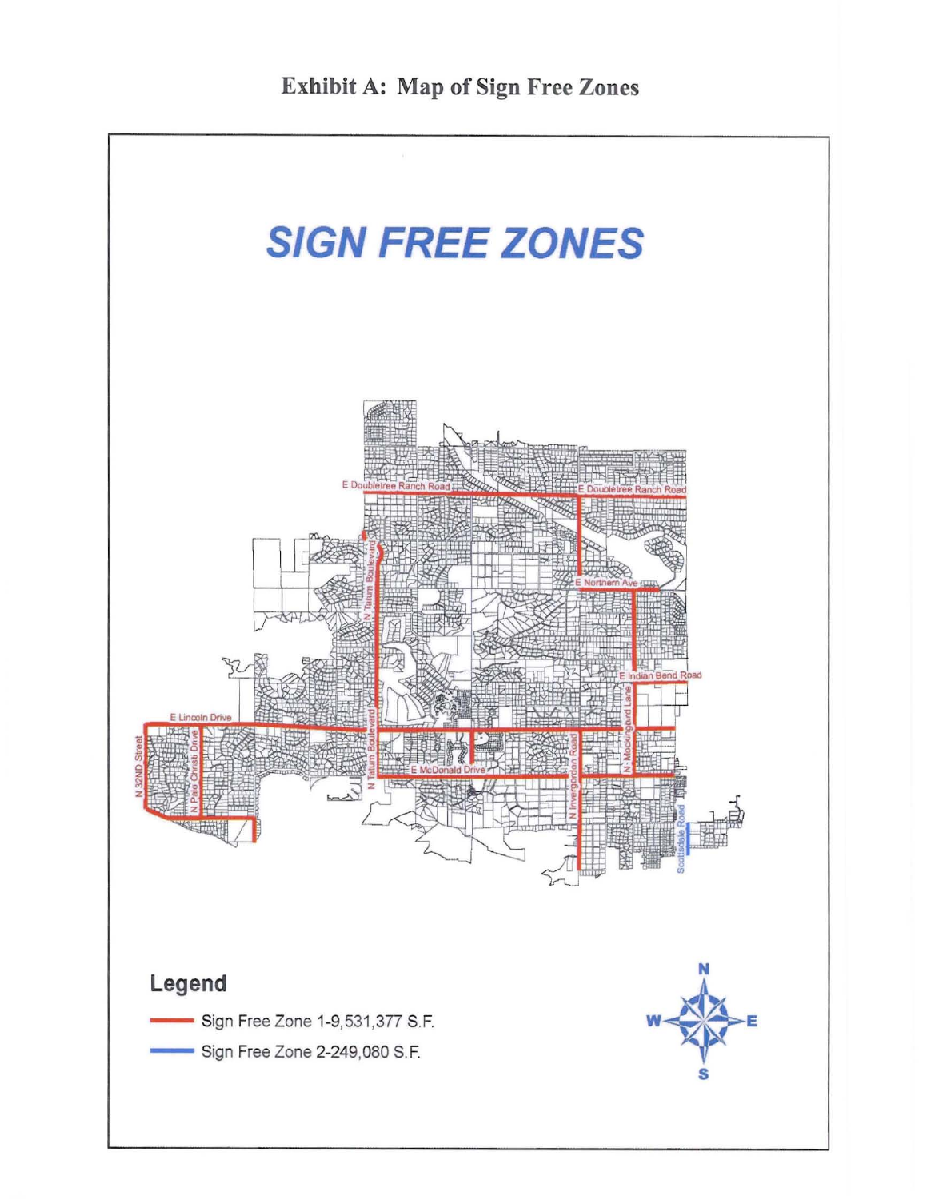# Exhibit A: Map of Sign Free Zones

## SIGN FREE ZONES

E Doubletree Ranch Road

E Doubletree Ranch Road

N Tatum Boulevard

E Northern Ave

E Indian Bend Road

E Lincoln Drive

N 32ND Street

N Palo Christi Drive

N Tatum Boulevard

E McDonald Drive

N Invergordon Road

N Mockingbird Lane

Scottsdale Road

**Legend**

Sign Free Zone 1-9,531,377 S.F.

Sign Free Zone 2-249,080 S.F.

N

W E

S